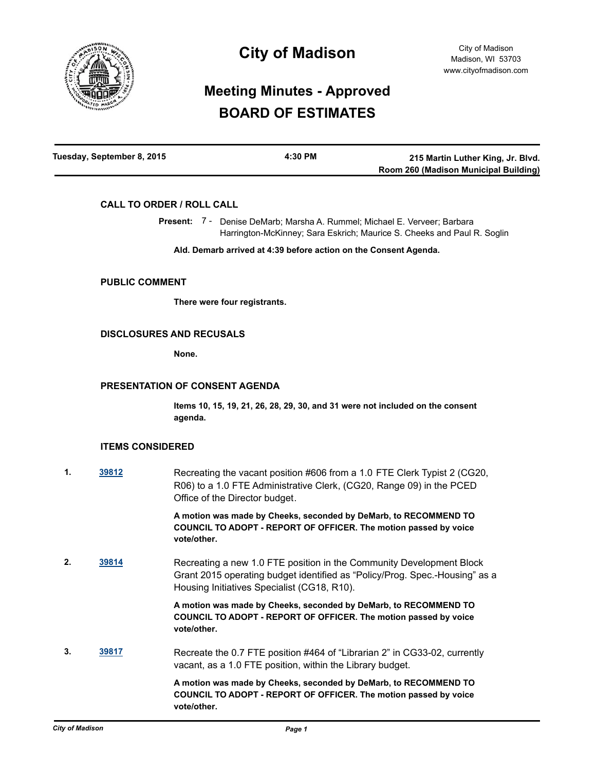# City of Madison

City of Madison
Madison, WI 53703
www.cityofmadison.com

## Meeting Minutes - Approved
## BOARD OF ESTIMATES

**Tuesday, September 8, 2015** | **4:30 PM** | **215 Martin Luther King, Jr. Blvd. Room 260 (Madison Municipal Building)**

### CALL TO ORDER / ROLL CALL

**Present:** 7 - Denise DeMarb; Marsha A. Rummel; Michael E. Verveer; Barbara Harrington-McKinney; Sara Eskrich; Maurice S. Cheeks and Paul R. Soglin

**Ald. Demarb arrived at 4:39 before action on the Consent Agenda.**

### PUBLIC COMMENT

**There were four registrants.**

### DISCLOSURES AND RECUSALS

**None.**

### PRESENTATION OF CONSENT AGENDA

**Items 10, 15, 19, 21, 26, 28, 29, 30, and 31 were not included on the consent agenda.**

### ITEMS CONSIDERED

**1.** [39812](39812) Recreating the vacant position #606 from a 1.0 FTE Clerk Typist 2 (CG20, R06) to a 1.0 FTE Administrative Clerk, (CG20, Range 09) in the PCED Office of the Director budget.

**A motion was made by Cheeks, seconded by DeMarb, to RECOMMEND TO COUNCIL TO ADOPT - REPORT OF OFFICER. The motion passed by voice vote/other.**

**2.** [39814](39814) Recreating a new 1.0 FTE position in the Community Development Block Grant 2015 operating budget identified as "Policy/Prog. Spec.-Housing" as a Housing Initiatives Specialist (CG18, R10).

**A motion was made by Cheeks, seconded by DeMarb, to RECOMMEND TO COUNCIL TO ADOPT - REPORT OF OFFICER. The motion passed by voice vote/other.**

**3.** [39817](39817) Recreate the 0.7 FTE position #464 of "Librarian 2" in CG33-02, currently vacant, as a 1.0 FTE position, within the Library budget.

**A motion was made by Cheeks, seconded by DeMarb, to RECOMMEND TO COUNCIL TO ADOPT - REPORT OF OFFICER. The motion passed by voice vote/other.**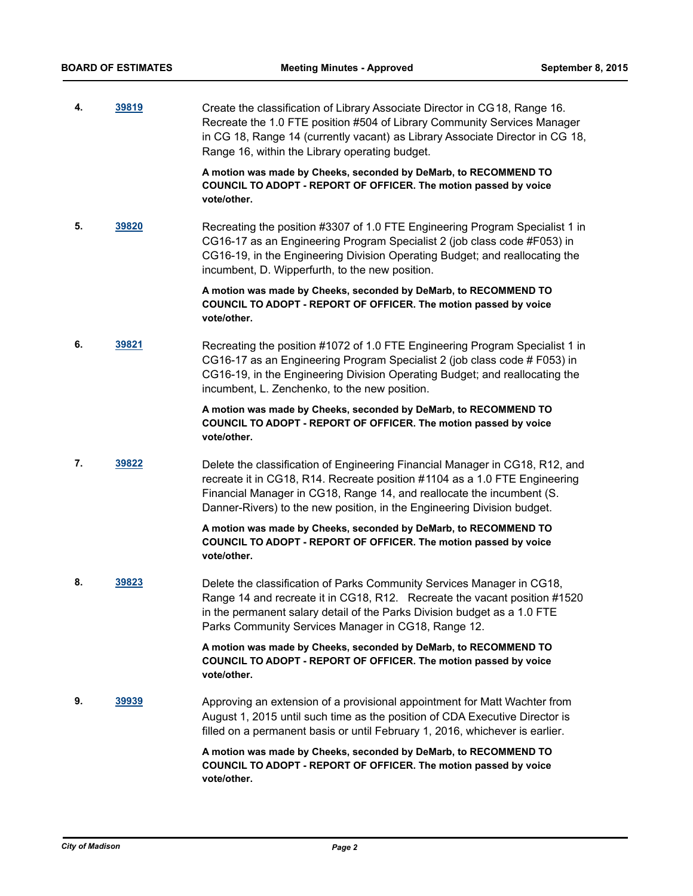**4.** **39819**

Create the classification of Library Associate Director in CG18, Range 16. Recreate the 1.0 FTE position #504 of Library Community Services Manager in CG 18, Range 14 (currently vacant) as Library Associate Director in CG 18, Range 16, within the Library operating budget.

**A motion was made by Cheeks, seconded by DeMarb, to RECOMMEND TO COUNCIL TO ADOPT - REPORT OF OFFICER. The motion passed by voice vote/other.**

**5.** **39820**

Recreating the position #3307 of 1.0 FTE Engineering Program Specialist 1 in CG16-17 as an Engineering Program Specialist 2 (job class code #F053) in CG16-19, in the Engineering Division Operating Budget; and reallocating the incumbent, D. Wipperfurth, to the new position.

**A motion was made by Cheeks, seconded by DeMarb, to RECOMMEND TO COUNCIL TO ADOPT - REPORT OF OFFICER. The motion passed by voice vote/other.**

**6.** **39821**

Recreating the position #1072 of 1.0 FTE Engineering Program Specialist 1 in CG16-17 as an Engineering Program Specialist 2 (job class code # F053) in CG16-19, in the Engineering Division Operating Budget; and reallocating the incumbent, L. Zenchenko, to the new position.

**A motion was made by Cheeks, seconded by DeMarb, to RECOMMEND TO COUNCIL TO ADOPT - REPORT OF OFFICER. The motion passed by voice vote/other.**

**7.** **39822**

Delete the classification of Engineering Financial Manager in CG18, R12, and recreate it in CG18, R14. Recreate position #1104 as a 1.0 FTE Engineering Financial Manager in CG18, Range 14, and reallocate the incumbent (S. Danner-Rivers) to the new position, in the Engineering Division budget.

**A motion was made by Cheeks, seconded by DeMarb, to RECOMMEND TO COUNCIL TO ADOPT - REPORT OF OFFICER. The motion passed by voice vote/other.**

**8.** **39823**

Delete the classification of Parks Community Services Manager in CG18, Range 14 and recreate it in CG18, R12. Recreate the vacant position #1520 in the permanent salary detail of the Parks Division budget as a 1.0 FTE Parks Community Services Manager in CG18, Range 12.

**A motion was made by Cheeks, seconded by DeMarb, to RECOMMEND TO COUNCIL TO ADOPT - REPORT OF OFFICER. The motion passed by voice vote/other.**

**9.** **39939**

Approving an extension of a provisional appointment for Matt Wachter from August 1, 2015 until such time as the position of CDA Executive Director is filled on a permanent basis or until February 1, 2016, whichever is earlier.

**A motion was made by Cheeks, seconded by DeMarb, to RECOMMEND TO COUNCIL TO ADOPT - REPORT OF OFFICER. The motion passed by voice vote/other.**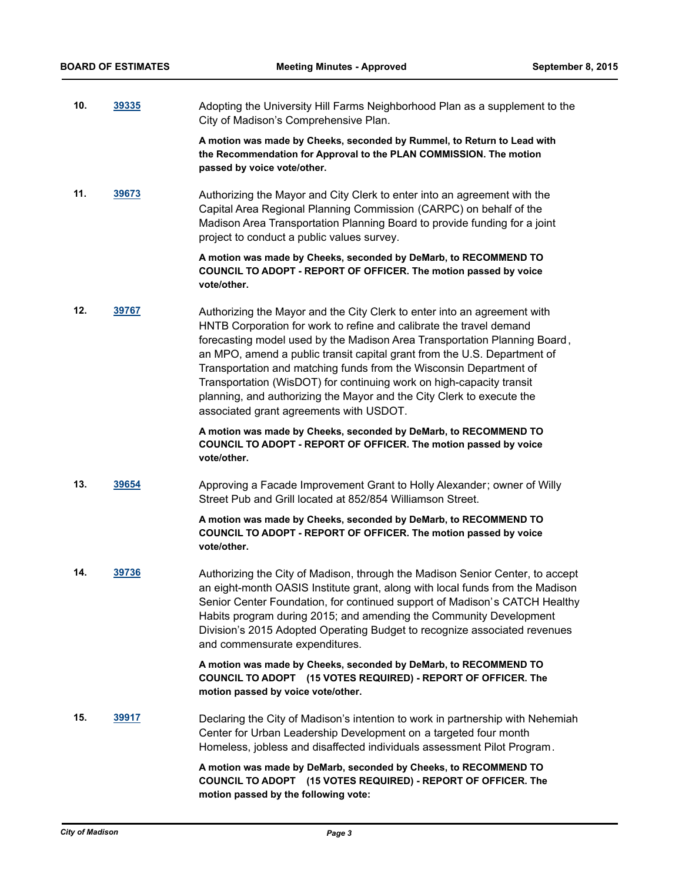**10.** **39335** Adopting the University Hill Farms Neighborhood Plan as a supplement to the City of Madison's Comprehensive Plan.

**A motion was made by Cheeks, seconded by Rummel, to Return to Lead with the Recommendation for Approval to the PLAN COMMISSION. The motion passed by voice vote/other.**

**11.** **39673** Authorizing the Mayor and City Clerk to enter into an agreement with the Capital Area Regional Planning Commission (CARPC) on behalf of the Madison Area Transportation Planning Board to provide funding for a joint project to conduct a public values survey.

**A motion was made by Cheeks, seconded by DeMarb, to RECOMMEND TO COUNCIL TO ADOPT - REPORT OF OFFICER. The motion passed by voice vote/other.**

**12.** **39767** Authorizing the Mayor and the City Clerk to enter into an agreement with HNTB Corporation for work to refine and calibrate the travel demand forecasting model used by the Madison Area Transportation Planning Board, an MPO, amend a public transit capital grant from the U.S. Department of Transportation and matching funds from the Wisconsin Department of Transportation (WisDOT) for continuing work on high-capacity transit planning, and authorizing the Mayor and the City Clerk to execute the associated grant agreements with USDOT.

**A motion was made by Cheeks, seconded by DeMarb, to RECOMMEND TO COUNCIL TO ADOPT - REPORT OF OFFICER. The motion passed by voice vote/other.**

**13.** **39654** Approving a Facade Improvement Grant to Holly Alexander; owner of Willy Street Pub and Grill located at 852/854 Williamson Street.

**A motion was made by Cheeks, seconded by DeMarb, to RECOMMEND TO COUNCIL TO ADOPT - REPORT OF OFFICER. The motion passed by voice vote/other.**

**14.** **39736** Authorizing the City of Madison, through the Madison Senior Center, to accept an eight-month OASIS Institute grant, along with local funds from the Madison Senior Center Foundation, for continued support of Madison's CATCH Healthy Habits program during 2015; and amending the Community Development Division's 2015 Adopted Operating Budget to recognize associated revenues and commensurate expenditures.

**A motion was made by Cheeks, seconded by DeMarb, to RECOMMEND TO COUNCIL TO ADOPT (15 VOTES REQUIRED) - REPORT OF OFFICER. The motion passed by voice vote/other.**

**15.** **39917** Declaring the City of Madison's intention to work in partnership with Nehemiah Center for Urban Leadership Development on a targeted four month Homeless, jobless and disaffected individuals assessment Pilot Program.

**A motion was made by DeMarb, seconded by Cheeks, to RECOMMEND TO COUNCIL TO ADOPT (15 VOTES REQUIRED) - REPORT OF OFFICER. The motion passed by the following vote:**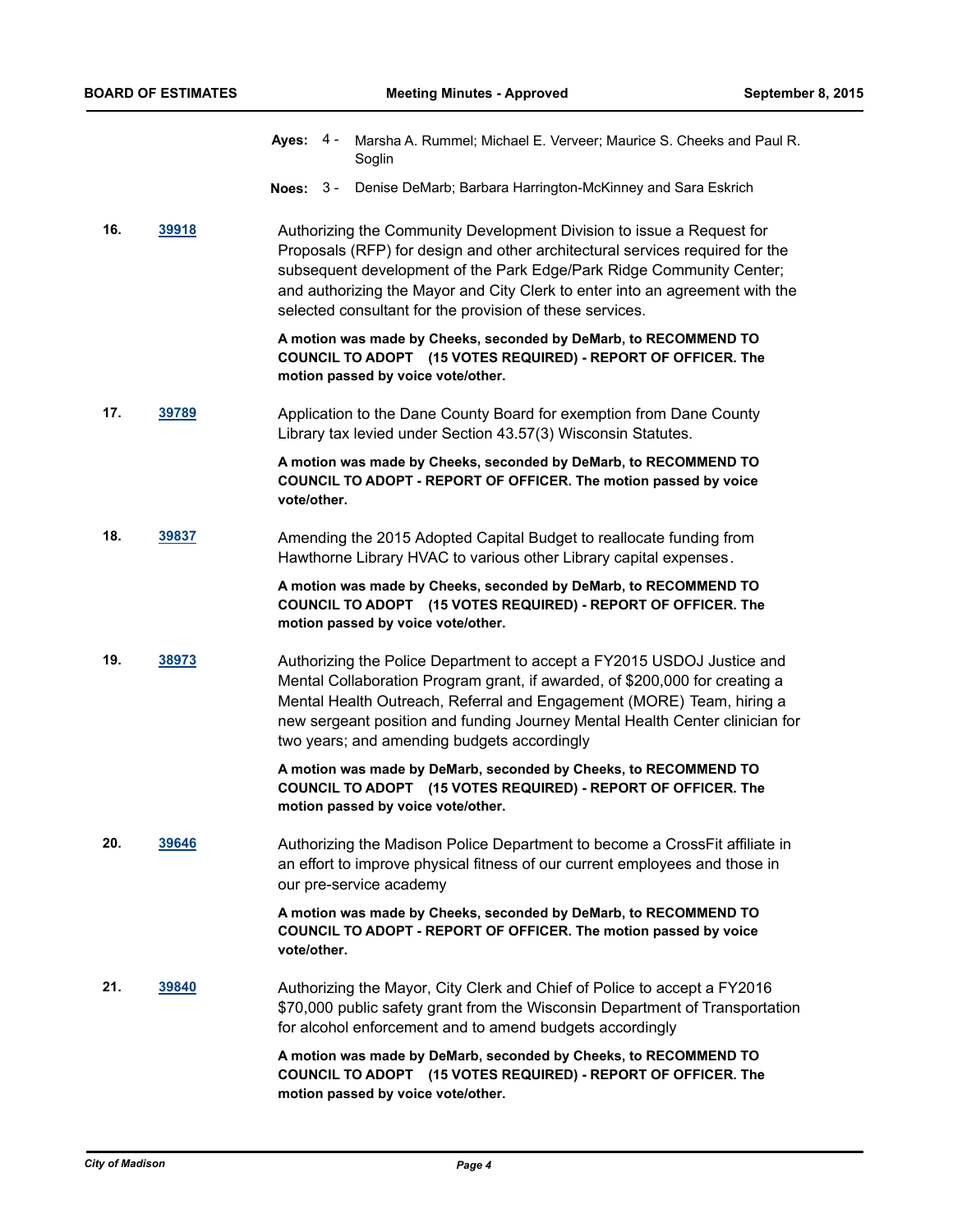**Ayes:** 4 - Marsha A. Rummel; Michael E. Verveer; Maurice S. Cheeks and Paul R. Soglin

**Noes:** 3 - Denise DeMarb; Barbara Harrington-McKinney and Sara Eskrich

**16.** [39918](39918)

Authorizing the Community Development Division to issue a Request for Proposals (RFP) for design and other architectural services required for the subsequent development of the Park Edge/Park Ridge Community Center; and authorizing the Mayor and City Clerk to enter into an agreement with the selected consultant for the provision of these services.

**A motion was made by Cheeks, seconded by DeMarb, to RECOMMEND TO COUNCIL TO ADOPT (15 VOTES REQUIRED) - REPORT OF OFFICER. The motion passed by voice vote/other.**

**17.** [39789](39789)

Application to the Dane County Board for exemption from Dane County Library tax levied under Section 43.57(3) Wisconsin Statutes.

**A motion was made by Cheeks, seconded by DeMarb, to RECOMMEND TO COUNCIL TO ADOPT - REPORT OF OFFICER. The motion passed by voice vote/other.**

**18.** [39837](39837)

Amending the 2015 Adopted Capital Budget to reallocate funding from Hawthorne Library HVAC to various other Library capital expenses.

**A motion was made by Cheeks, seconded by DeMarb, to RECOMMEND TO COUNCIL TO ADOPT (15 VOTES REQUIRED) - REPORT OF OFFICER. The motion passed by voice vote/other.**

**19.** [38973](38973)

Authorizing the Police Department to accept a FY2015 USDOJ Justice and Mental Collaboration Program grant, if awarded, of $200,000 for creating a Mental Health Outreach, Referral and Engagement (MORE) Team, hiring a new sergeant position and funding Journey Mental Health Center clinician for two years; and amending budgets accordingly

**A motion was made by DeMarb, seconded by Cheeks, to RECOMMEND TO COUNCIL TO ADOPT (15 VOTES REQUIRED) - REPORT OF OFFICER. The motion passed by voice vote/other.**

**20.** [39646](39646)

Authorizing the Madison Police Department to become a CrossFit affiliate in an effort to improve physical fitness of our current employees and those in our pre-service academy

**A motion was made by Cheeks, seconded by DeMarb, to RECOMMEND TO COUNCIL TO ADOPT - REPORT OF OFFICER. The motion passed by voice vote/other.**

**21.** [39840](39840)

Authorizing the Mayor, City Clerk and Chief of Police to accept a FY2016 $70,000 public safety grant from the Wisconsin Department of Transportation for alcohol enforcement and to amend budgets accordingly

**A motion was made by DeMarb, seconded by Cheeks, to RECOMMEND TO COUNCIL TO ADOPT (15 VOTES REQUIRED) - REPORT OF OFFICER. The motion passed by voice vote/other.**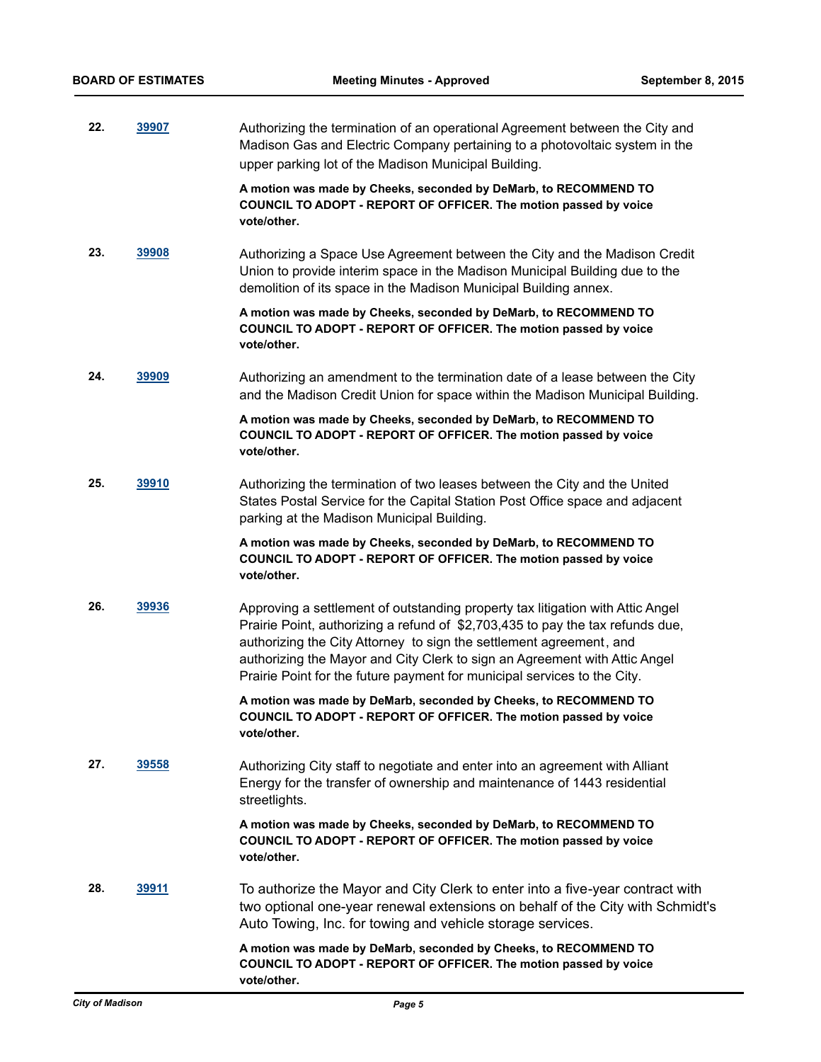**22.** **39907**

Authorizing the termination of an operational Agreement between the City and Madison Gas and Electric Company pertaining to a photovoltaic system in the upper parking lot of the Madison Municipal Building.

**A motion was made by Cheeks, seconded by DeMarb, to RECOMMEND TO COUNCIL TO ADOPT - REPORT OF OFFICER. The motion passed by voice vote/other.**

**23.** **39908**

Authorizing a Space Use Agreement between the City and the Madison Credit Union to provide interim space in the Madison Municipal Building due to the demolition of its space in the Madison Municipal Building annex.

**A motion was made by Cheeks, seconded by DeMarb, to RECOMMEND TO COUNCIL TO ADOPT - REPORT OF OFFICER. The motion passed by voice vote/other.**

**24.** **39909**

Authorizing an amendment to the termination date of a lease between the City and the Madison Credit Union for space within the Madison Municipal Building.

**A motion was made by Cheeks, seconded by DeMarb, to RECOMMEND TO COUNCIL TO ADOPT - REPORT OF OFFICER. The motion passed by voice vote/other.**

**25.** **39910**

Authorizing the termination of two leases between the City and the United States Postal Service for the Capital Station Post Office space and adjacent parking at the Madison Municipal Building.

**A motion was made by Cheeks, seconded by DeMarb, to RECOMMEND TO COUNCIL TO ADOPT - REPORT OF OFFICER. The motion passed by voice vote/other.**

**26.** **39936**

Approving a settlement of outstanding property tax litigation with Attic Angel Prairie Point, authorizing a refund of $2,703,435 to pay the tax refunds due, authorizing the City Attorney to sign the settlement agreement, and authorizing the Mayor and City Clerk to sign an Agreement with Attic Angel Prairie Point for the future payment for municipal services to the City.

**A motion was made by DeMarb, seconded by Cheeks, to RECOMMEND TO COUNCIL TO ADOPT - REPORT OF OFFICER. The motion passed by voice vote/other.**

**27.** **39558**

Authorizing City staff to negotiate and enter into an agreement with Alliant Energy for the transfer of ownership and maintenance of 1443 residential streetlights.

**A motion was made by Cheeks, seconded by DeMarb, to RECOMMEND TO COUNCIL TO ADOPT - REPORT OF OFFICER. The motion passed by voice vote/other.**

**28.** **39911**

To authorize the Mayor and City Clerk to enter into a five-year contract with two optional one-year renewal extensions on behalf of the City with Schmidt's Auto Towing, Inc. for towing and vehicle storage services.

**A motion was made by DeMarb, seconded by Cheeks, to RECOMMEND TO COUNCIL TO ADOPT - REPORT OF OFFICER. The motion passed by voice vote/other.**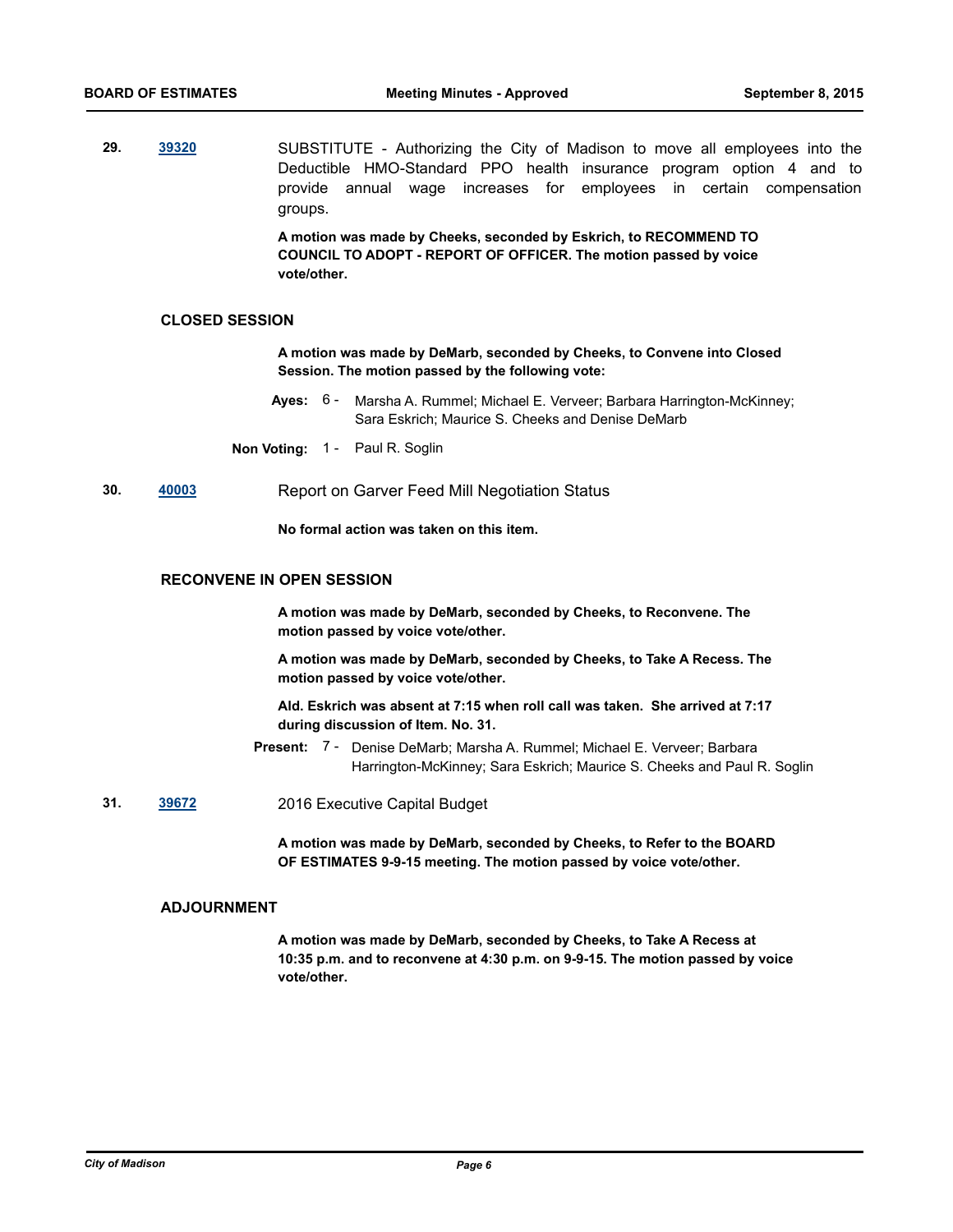**29.** **39320** SUBSTITUTE - Authorizing the City of Madison to move all employees into the Deductible HMO-Standard PPO health insurance program option 4 and to provide annual wage increases for employees in certain compensation groups.

**A motion was made by Cheeks, seconded by Eskrich, to RECOMMEND TO COUNCIL TO ADOPT - REPORT OF OFFICER. The motion passed by voice vote/other.**

## CLOSED SESSION

**A motion was made by DeMarb, seconded by Cheeks, to Convene into Closed Session. The motion passed by the following vote:**

**Ayes:** 6 - Marsha A. Rummel; Michael E. Verveer; Barbara Harrington-McKinney; Sara Eskrich; Maurice S. Cheeks and Denise DeMarb

**Non Voting:** 1 - Paul R. Soglin

**30.** **40003** Report on Garver Feed Mill Negotiation Status

**No formal action was taken on this item.**

## RECONVENE IN OPEN SESSION

**A motion was made by DeMarb, seconded by Cheeks, to Reconvene. The motion passed by voice vote/other.**

**A motion was made by DeMarb, seconded by Cheeks, to Take A Recess. The motion passed by voice vote/other.**

**Ald. Eskrich was absent at 7:15 when roll call was taken. She arrived at 7:17 during discussion of Item. No. 31.**

**Present:** 7 - Denise DeMarb; Marsha A. Rummel; Michael E. Verveer; Barbara Harrington-McKinney; Sara Eskrich; Maurice S. Cheeks and Paul R. Soglin

**31.** **39672** 2016 Executive Capital Budget

**A motion was made by DeMarb, seconded by Cheeks, to Refer to the BOARD OF ESTIMATES 9-9-15 meeting. The motion passed by voice vote/other.**

## ADJOURNMENT

**A motion was made by DeMarb, seconded by Cheeks, to Take A Recess at 10:35 p.m. and to reconvene at 4:30 p.m. on 9-9-15. The motion passed by voice vote/other.**